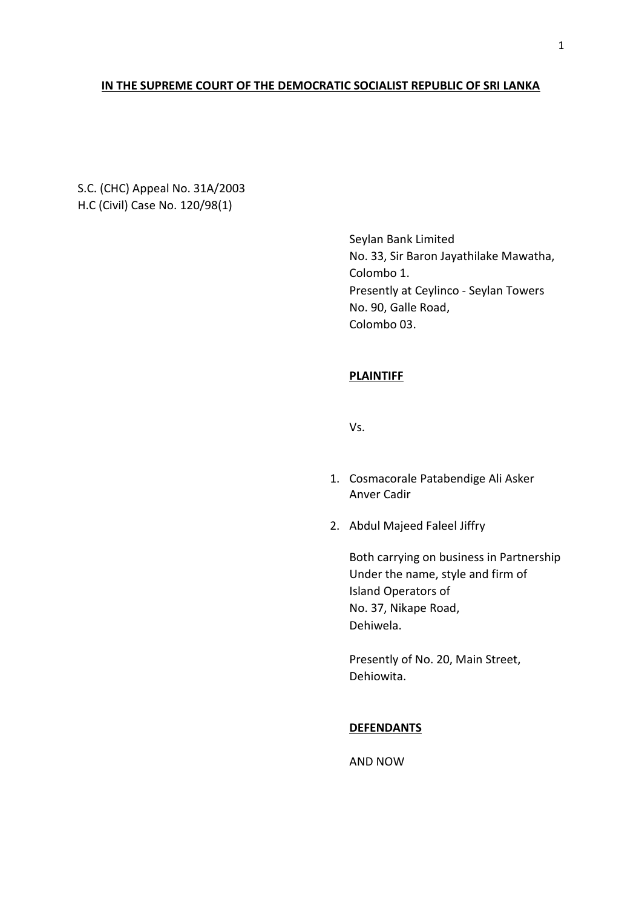**IN THE SUPREME COURT OF THE DEMOCRATIC SOCIALIST REPUBLIC OF SRI LANKA**

S.C. (CHC) Appeal No. 31A/2003
H.C (Civil) Case No. 120/98(1)

Seylan Bank Limited
No. 33, Sir Baron Jayathilake Mawatha,
Colombo 1.
Presently at Ceylinco - Seylan Towers
No. 90, Galle Road,
Colombo 03.

**PLAINTIFF**

Vs.

1. Cosmacorale Patabendige Ali Asker Anver Cadir
2. Abdul Majeed Faleel Jiffry

Both carrying on business in Partnership
Under the name, style and firm of
Island Operators of
No. 37, Nikape Road,
Dehiwela.

Presently of No. 20, Main Street,
Dehiowita.

**DEFENDANTS**

AND NOW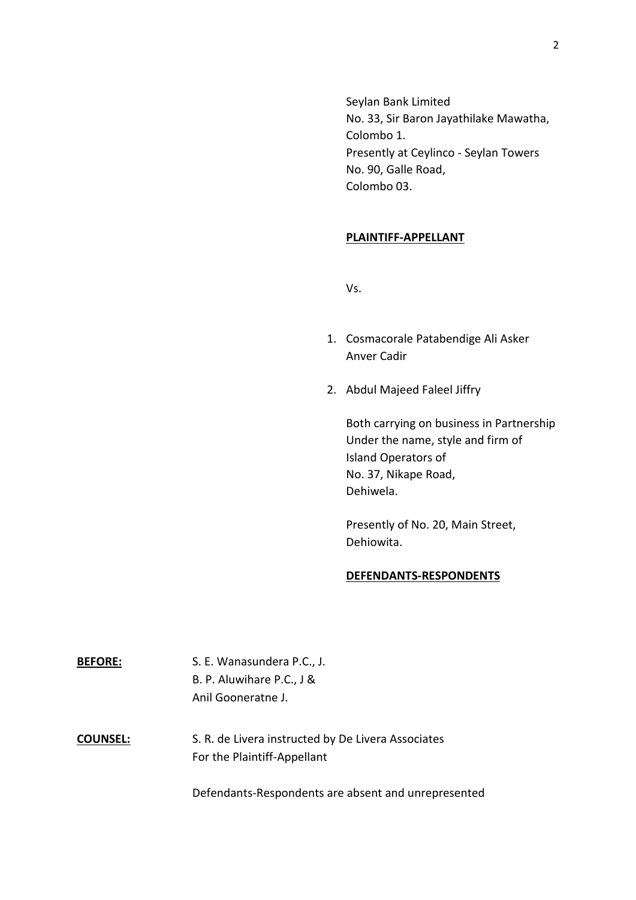Seylan Bank Limited
No. 33, Sir Baron Jayathilake Mawatha,
Colombo 1.
Presently at Ceylinco - Seylan Towers
No. 90, Galle Road,
Colombo 03.

**PLAINTIFF-APPELLANT**

Vs.

1. Cosmacorale Patabendige Ali Asker Anver Cadir
2. Abdul Majeed Faleel Jiffry

Both carrying on business in Partnership
Under the name, style and firm of
Island Operators of
No. 37, Nikape Road,
Dehiwela.

Presently of No. 20, Main Street,
Dehiowita.

**DEFENDANTS-RESPONDENTS**

**BEFORE:** S. E. Wanasundera P.C., J.
B. P. Aluwihare P.C., J &
Anil Gooneratne J.

**COUNSEL:** S. R. de Livera instructed by De Livera Associates
For the Plaintiff-Appellant

Defendants-Respondents are absent and unrepresented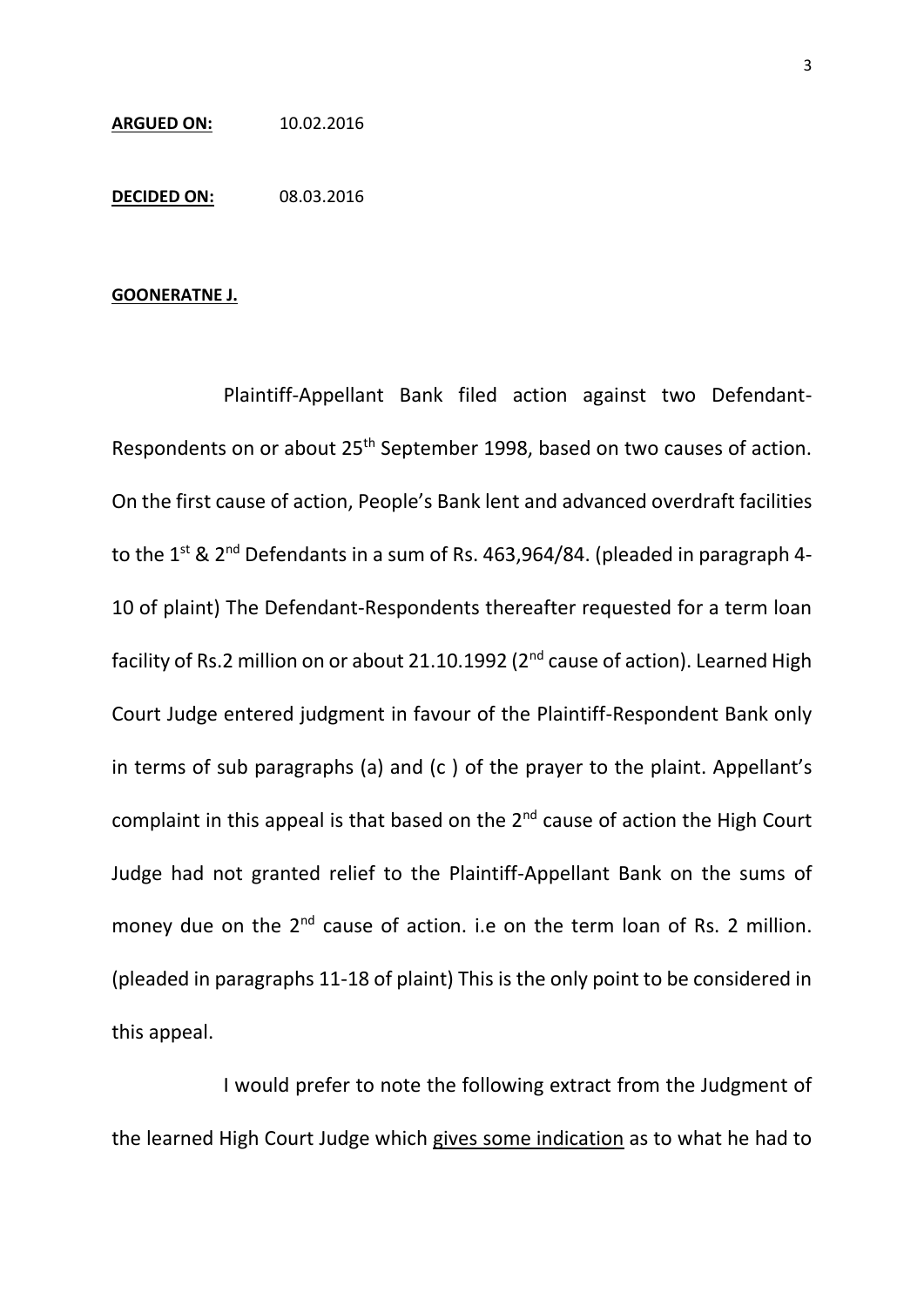**ARGUED ON:** 10.02.2016

**DECIDED ON:** 08.03.2016

**GOONERATNE J.**

Plaintiff-Appellant Bank filed action against two Defendant-Respondents on or about 25th September 1998, based on two causes of action. On the first cause of action, People's Bank lent and advanced overdraft facilities to the 1st & 2nd Defendants in a sum of Rs. 463,964/84. (pleaded in paragraph 4-10 of plaint) The Defendant-Respondents thereafter requested for a term loan facility of Rs.2 million on or about 21.10.1992 (2nd cause of action). Learned High Court Judge entered judgment in favour of the Plaintiff-Respondent Bank only in terms of sub paragraphs (a) and (c ) of the prayer to the plaint. Appellant's complaint in this appeal is that based on the 2nd cause of action the High Court Judge had not granted relief to the Plaintiff-Appellant Bank on the sums of money due on the 2nd cause of action. i.e on the term loan of Rs. 2 million. (pleaded in paragraphs 11-18 of plaint) This is the only point to be considered in this appeal.

I would prefer to note the following extract from the Judgment of the learned High Court Judge which gives some indication as to what he had to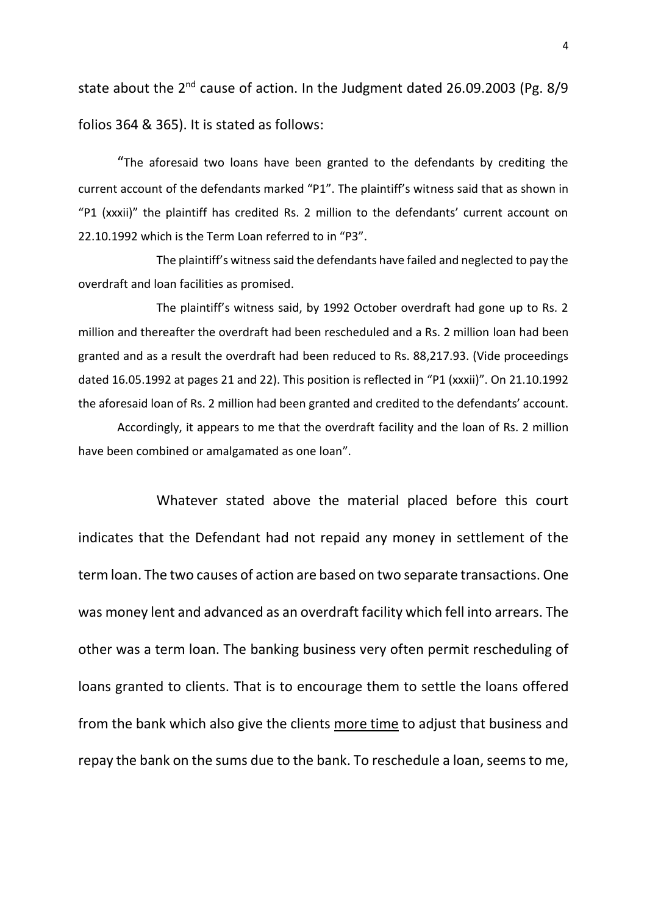state about the 2nd cause of action. In the Judgment dated 26.09.2003 (Pg. 8/9 folios 364 & 365). It is stated as follows:

> "The aforesaid two loans have been granted to the defendants by crediting the current account of the defendants marked "P1". The plaintiff's witness said that as shown in "P1 (xxxii)" the plaintiff has credited Rs. 2 million to the defendants' current account on 22.10.1992 which is the Term Loan referred to in "P3".
>
> The plaintiff's witness said the defendants have failed and neglected to pay the overdraft and loan facilities as promised.
>
> The plaintiff's witness said, by 1992 October overdraft had gone up to Rs. 2 million and thereafter the overdraft had been rescheduled and a Rs. 2 million loan had been granted and as a result the overdraft had been reduced to Rs. 88,217.93. (Vide proceedings dated 16.05.1992 at pages 21 and 22). This position is reflected in "P1 (xxxii)". On 21.10.1992 the aforesaid loan of Rs. 2 million had been granted and credited to the defendants' account.
>
> Accordingly, it appears to me that the overdraft facility and the loan of Rs. 2 million have been combined or amalgamated as one loan".

Whatever stated above the material placed before this court indicates that the Defendant had not repaid any money in settlement of the term loan. The two causes of action are based on two separate transactions. One was money lent and advanced as an overdraft facility which fell into arrears. The other was a term loan. The banking business very often permit rescheduling of loans granted to clients. That is to encourage them to settle the loans offered from the bank which also give the clients <u>more time</u> to adjust that business and repay the bank on the sums due to the bank. To reschedule a loan, seems to me,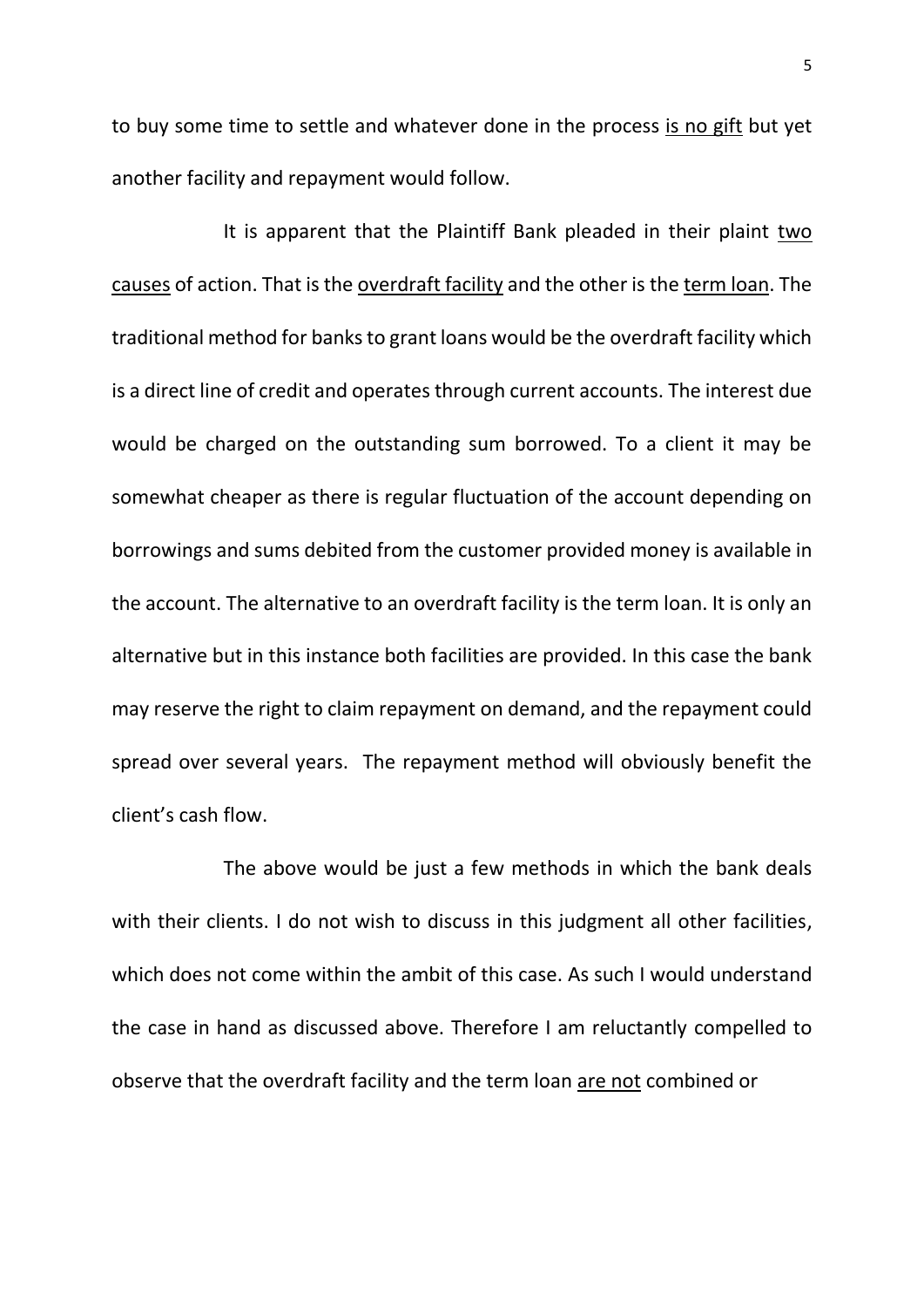to buy some time to settle and whatever done in the process <u>is no gift</u> but yet another facility and repayment would follow.

It is apparent that the Plaintiff Bank pleaded in their plaint <u>two causes</u> of action. That is the <u>overdraft facility</u> and the other is the <u>term loan</u>. The traditional method for banks to grant loans would be the overdraft facility which is a direct line of credit and operates through current accounts. The interest due would be charged on the outstanding sum borrowed. To a client it may be somewhat cheaper as there is regular fluctuation of the account depending on borrowings and sums debited from the customer provided money is available in the account. The alternative to an overdraft facility is the term loan. It is only an alternative but in this instance both facilities are provided. In this case the bank may reserve the right to claim repayment on demand, and the repayment could spread over several years. The repayment method will obviously benefit the client's cash flow.

The above would be just a few methods in which the bank deals with their clients. I do not wish to discuss in this judgment all other facilities, which does not come within the ambit of this case. As such I would understand the case in hand as discussed above. Therefore I am reluctantly compelled to observe that the overdraft facility and the term loan <u>are not</u> combined or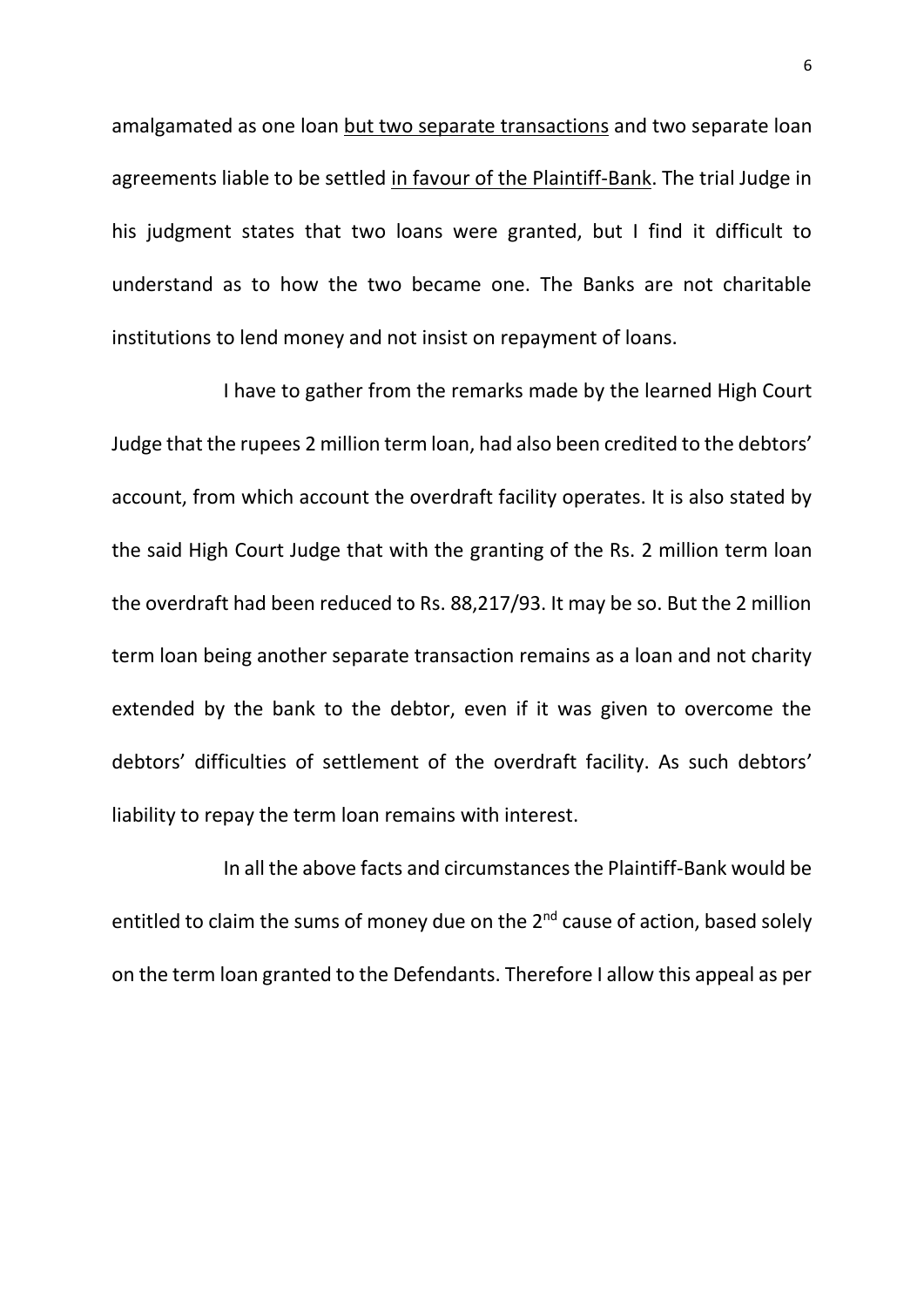amalgamated as one loan <u>but two separate transactions</u> and two separate loan agreements liable to be settled <u>in favour of the Plaintiff-Bank</u>. The trial Judge in his judgment states that two loans were granted, but I find it difficult to understand as to how the two became one. The Banks are not charitable institutions to lend money and not insist on repayment of loans.

I have to gather from the remarks made by the learned High Court Judge that the rupees 2 million term loan, had also been credited to the debtors' account, from which account the overdraft facility operates. It is also stated by the said High Court Judge that with the granting of the Rs. 2 million term loan the overdraft had been reduced to Rs. 88,217/93. It may be so. But the 2 million term loan being another separate transaction remains as a loan and not charity extended by the bank to the debtor, even if it was given to overcome the debtors' difficulties of settlement of the overdraft facility. As such debtors' liability to repay the term loan remains with interest.

In all the above facts and circumstances the Plaintiff-Bank would be entitled to claim the sums of money due on the 2nd cause of action, based solely on the term loan granted to the Defendants. Therefore I allow this appeal as per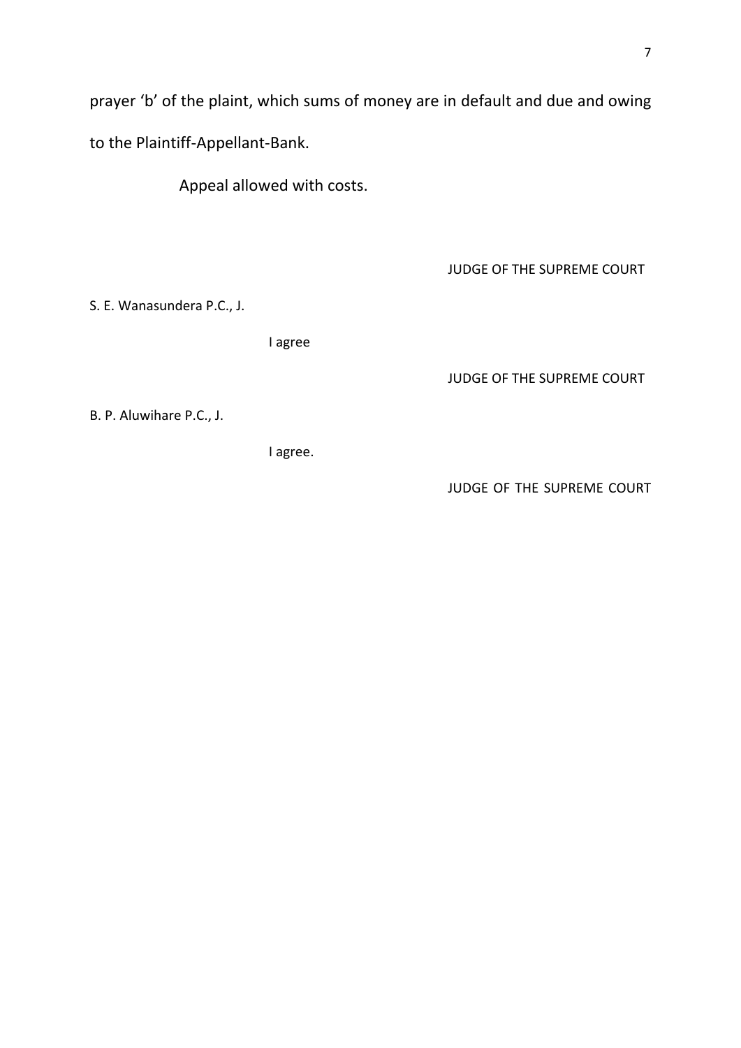prayer 'b' of the plaint, which sums of money are in default and due and owing to the Plaintiff-Appellant-Bank.

Appeal allowed with costs.

JUDGE OF THE SUPREME COURT

S. E. Wanasundera P.C., J.

I agree

JUDGE OF THE SUPREME COURT

B. P. Aluwihare P.C., J.

I agree.

JUDGE OF THE SUPREME COURT